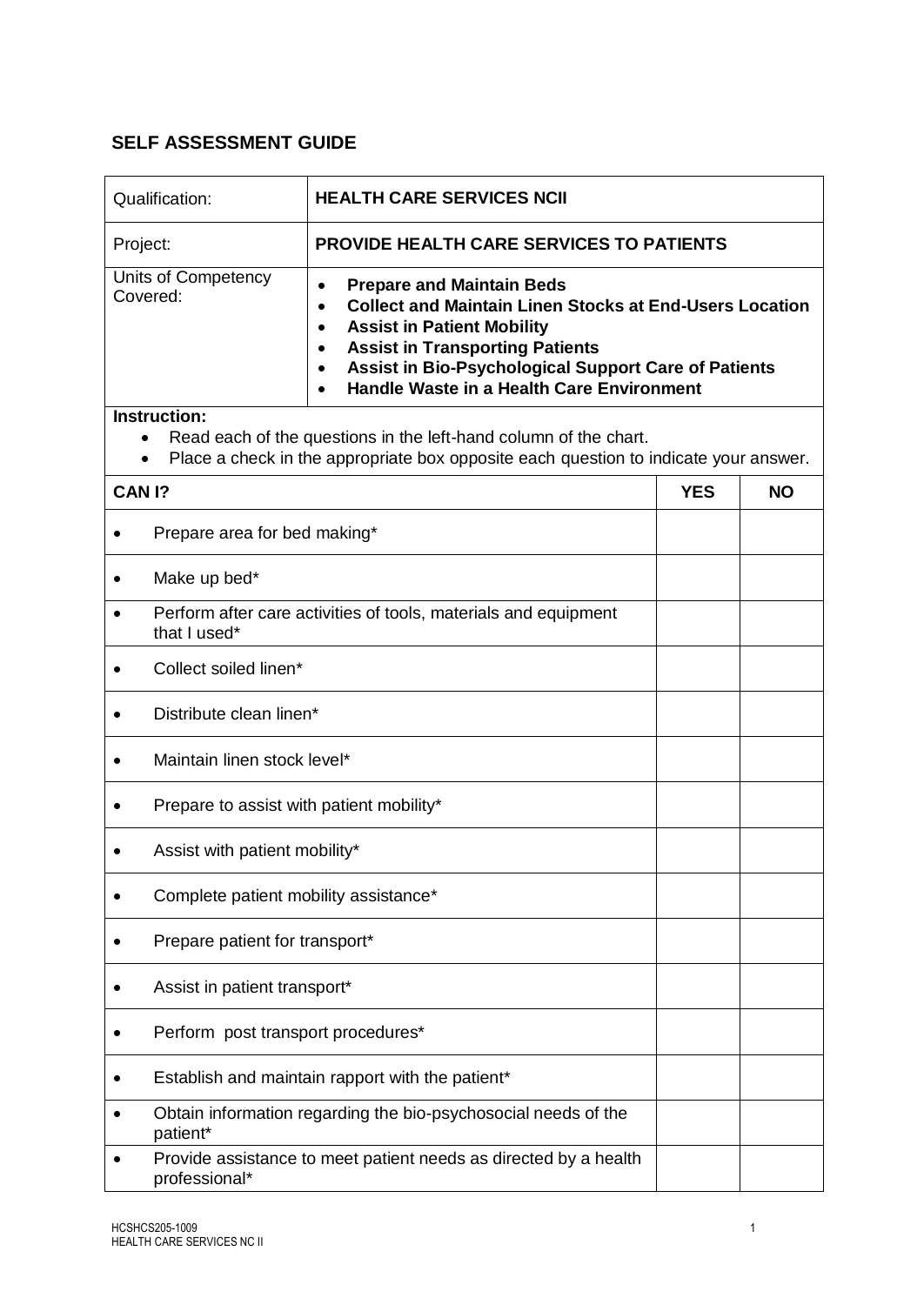## SELF ASSESSMENT GUIDE

| Qualification: | **HEALTH CARE SERVICES NCII** |
|---|---|
| Project: | **PROVIDE HEALTH CARE SERVICES TO PATIENTS** |
| Units of Competency Covered: | • **Prepare and Maintain Beds**<br>• **Collect and Maintain Linen Stocks at End-Users Location**<br>• **Assist in Patient Mobility**<br>• **Assist in Transporting Patients**<br>• **Assist in Bio-Psychological Support Care of Patients**<br>• **Handle Waste in a Health Care Environment** |

**Instruction:**

- Read each of the questions in the left-hand column of the chart.
- Place a check in the appropriate box opposite each question to indicate your answer.

| CAN I? | YES | NO |
|---|---|---|
| • Prepare area for bed making* | | |
| • Make up bed* | | |
| • Perform after care activities of tools, materials and equipment that I used* | | |
| • Collect soiled linen* | | |
| • Distribute clean linen* | | |
| • Maintain linen stock level* | | |
| • Prepare to assist with patient mobility* | | |
| • Assist with patient mobility* | | |
| • Complete patient mobility assistance* | | |
| • Prepare patient for transport* | | |
| • Assist in patient transport* | | |
| • Perform post transport procedures* | | |
| • Establish and maintain rapport with the patient* | | |
| • Obtain information regarding the bio-psychosocial needs of the patient* | | |
| • Provide assistance to meet patient needs as directed by a health professional* | | |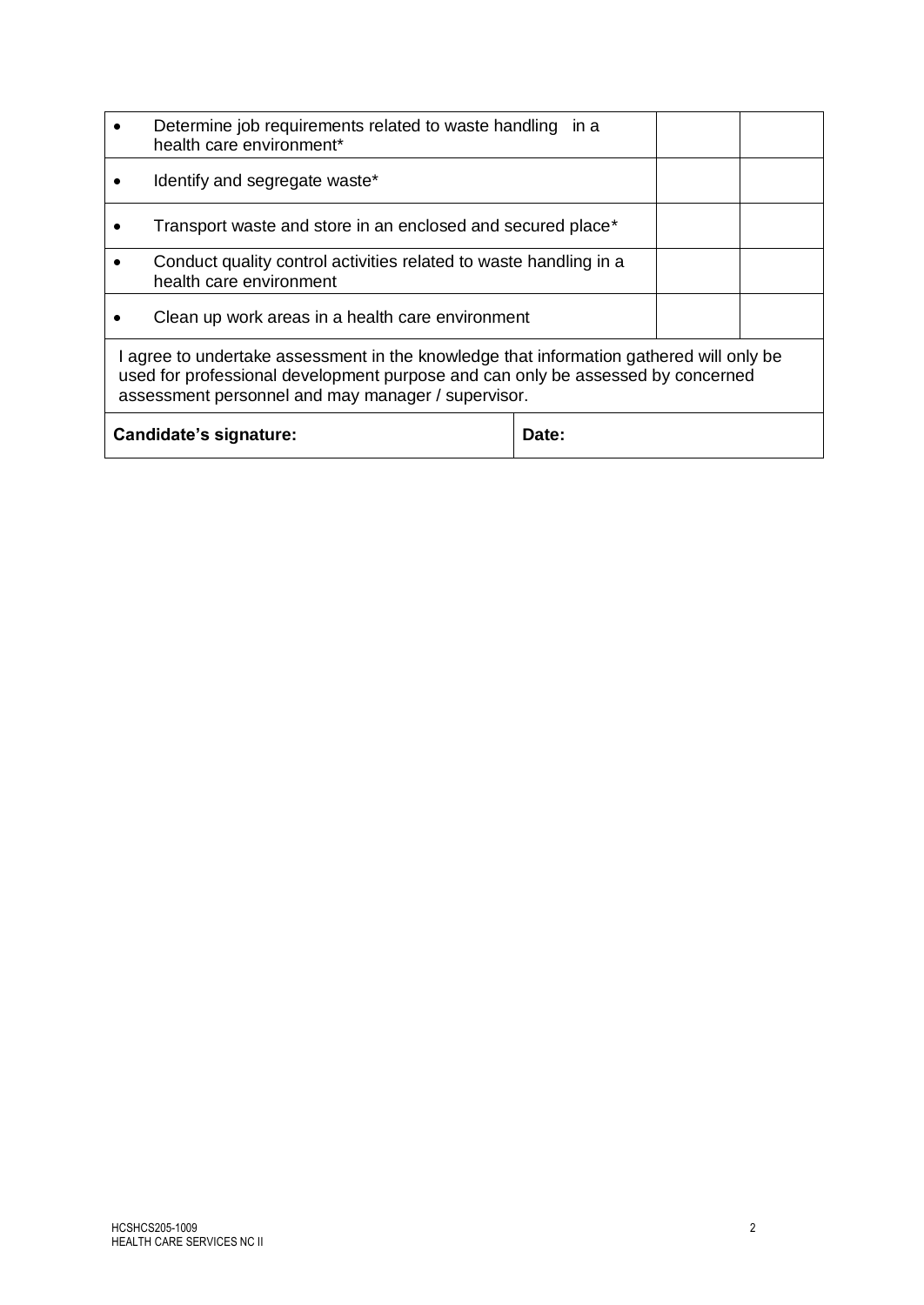| | | |
|---|---|---|
| • Determine job requirements related to waste handling in a health care environment* | | |
| • Identify and segregate waste* | | |
| • Transport waste and store in an enclosed and secured place* | | |
| • Conduct quality control activities related to waste handling in a health care environment | | |
| • Clean up work areas in a health care environment | | |
| I agree to undertake assessment in the knowledge that information gathered will only be used for professional development purpose and can only be assessed by concerned assessment personnel and may manager / supervisor. | | |
| **Candidate's signature:** | **Date:** | |